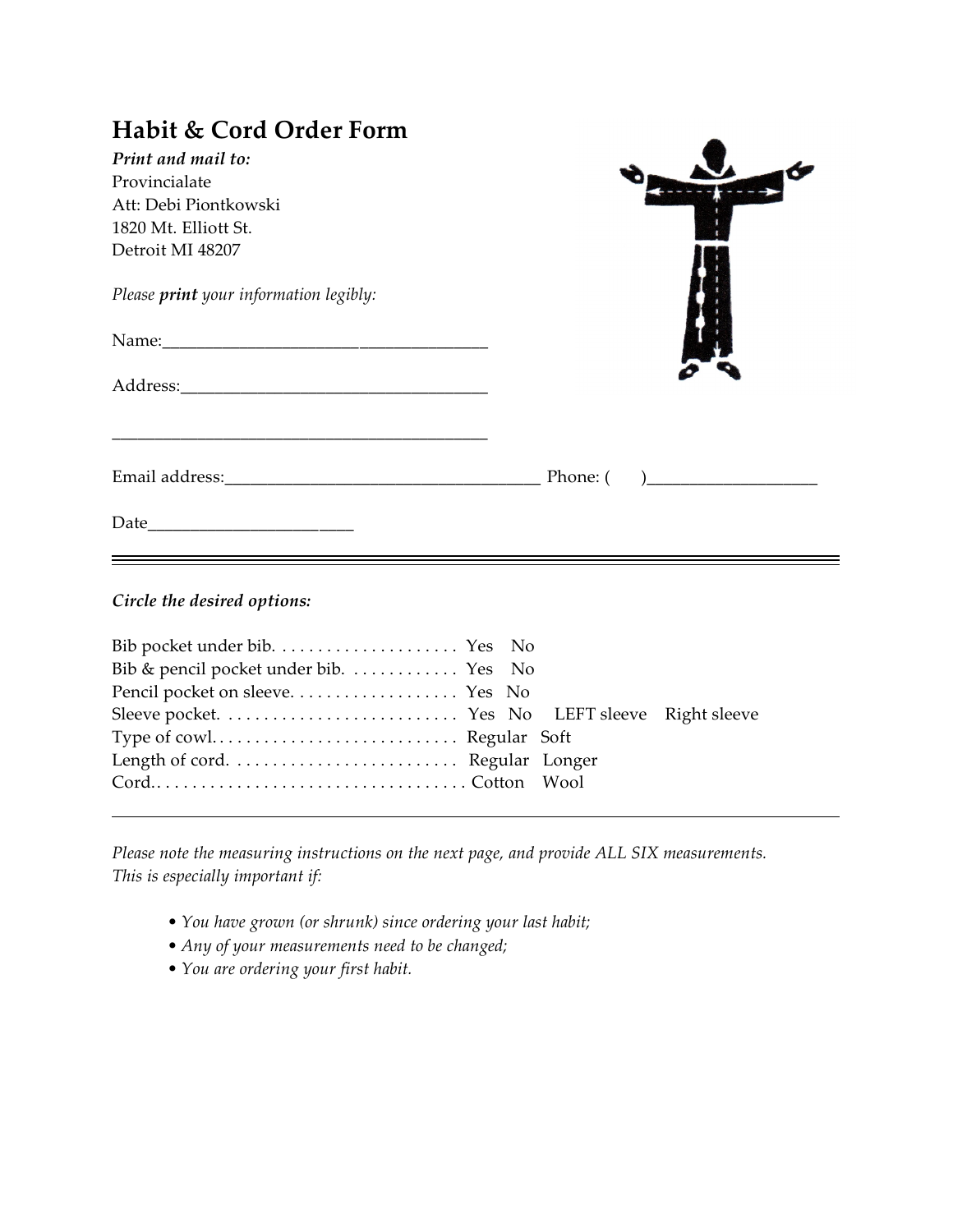# Habit & Cord Order Form

***Print and mail to:***
Provincialate
Att: Debi Piontkowski
1820 Mt. Elliott St.
Detroit MI 48207

*Please **print** your information legibly:*

Name:_______________________________________

Address:____________________________________

____________________________________________

Email address:____________________________________ Phone: (      )___________________

Date_______________________

---

***Circle the desired options:***

Bib pocket under bib. . . . . . . . . . . . . . . . . . . . . Yes   No
Bib & pencil pocket under bib. . . . . . . . . . . . . Yes   No
Pencil pocket on sleeve. . . . . . . . . . . . . . . . . . . Yes   No
Sleeve pocket. . . . . . . . . . . . . . . . . . . . . . . . . . . Yes   No   LEFT sleeve   Right sleeve
Type of cowl. . . . . . . . . . . . . . . . . . . . . . . . . . . . Regular   Soft
Length of cord. . . . . . . . . . . . . . . . . . . . . . . . . . Regular   Longer
Cord.. . . . . . . . . . . . . . . . . . . . . . . . . . . . . . . . . . . Cotton   Wool

---

*Please note the measuring instructions on the next page, and provide ALL SIX measurements. This is especially important if:*

- *You have grown (or shrunk) since ordering your last habit;*
- *Any of your measurements need to be changed;*
- *You are ordering your first habit.*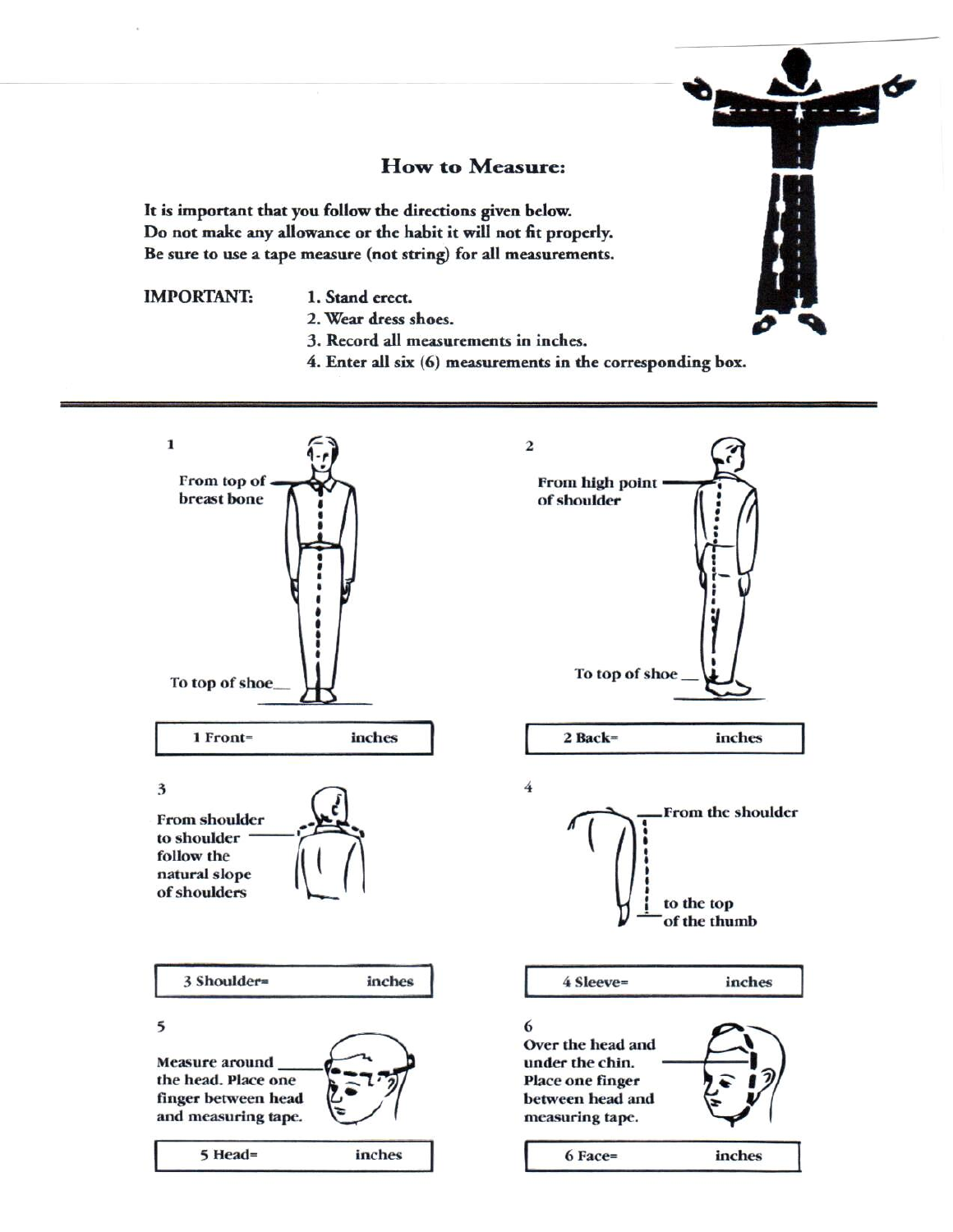## How to Measure:

**It is important that you follow the directions given below.**
**Do not make any allowance or the habit it will not fit properly.**
**Be sure to use a tape measure (not string) for all measurements.**

**IMPORTANT:**

1. Stand erect.
2. Wear dress shoes.
3. Record all measurements in inches.
4. Enter all six (6) measurements in the corresponding box.

---

**1**

From top of breast bone

To top of shoe

| 1 Front= | inches |
|---|---|

**2**

From high point of shoulder

To top of shoe

| 2 Back= | inches |
|---|---|

**3**

From shoulder to shoulder follow the natural slope of shoulders

| 3 Shoulder= | inches |
|---|---|

**4**

From the shoulder

to the top of the thumb

| 4 Sleeve= | inches |
|---|---|

**5**

Measure around the head. Place one finger between head and measuring tape.

| 5 Head= | inches |
|---|---|

**6**

Over the head and under the chin. Place one finger between head and measuring tape.

| 6 Face= | inches |
|---|---|